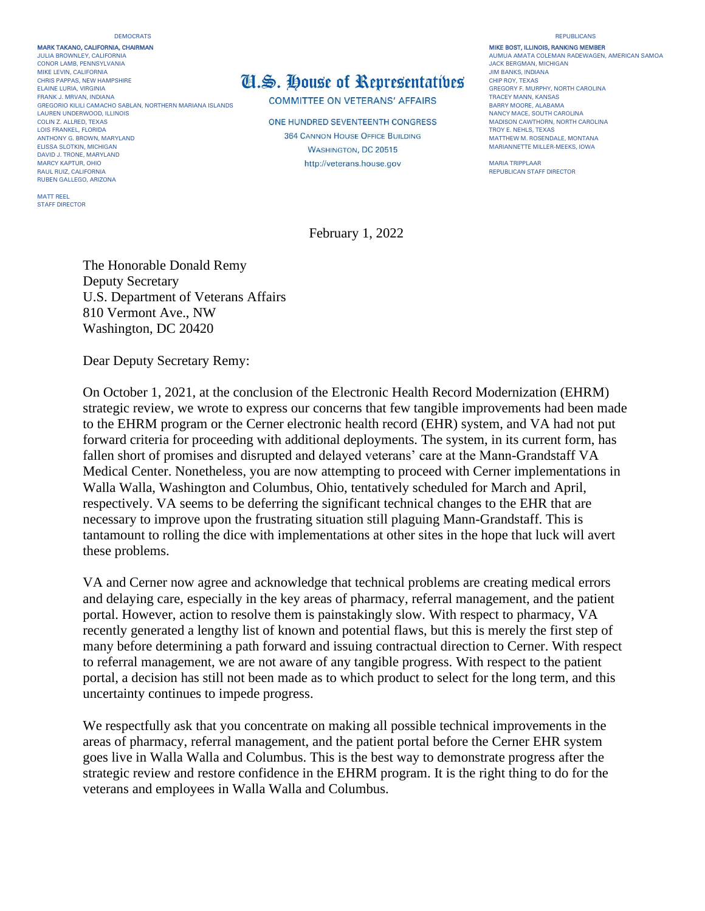DEMOCRATS

**MARK TAKANO, CALIFORNIA, CHAIRMAN**
JULIA BROWNLEY, CALIFORNIA
CONOR LAMB, PENNSYLVANIA
MIKE LEVIN, CALIFORNIA
CHRIS PAPPAS, NEW HAMPSHIRE
ELAINE LURIA, VIRGINIA
FRANK J. MRVAN, INDIANA
GREGORIO KILILI CAMACHO SABLAN, NORTHERN MARIANA ISLANDS
LAUREN UNDERWOOD, ILLINOIS
COLIN Z. ALLRED, TEXAS
LOIS FRANKEL, FLORIDA
ANTHONY G. BROWN, MARYLAND
ELISSA SLOTKIN, MICHIGAN
DAVID J. TRONE, MARYLAND
MARCY KAPTUR, OHIO
RAUL RUIZ, CALIFORNIA
RUBEN GALLEGO, ARIZONA

MATT REEL
STAFF DIRECTOR

# U.S. House of Representatives

COMMITTEE ON VETERANS' AFFAIRS

ONE HUNDRED SEVENTEENTH CONGRESS
364 CANNON HOUSE OFFICE BUILDING
WASHINGTON, DC 20515
http://veterans.house.gov

REPUBLICANS

**MIKE BOST, ILLINOIS, RANKING MEMBER**
AUMUA AMATA COLEMAN RADEWAGEN, AMERICAN SAMOA
JACK BERGMAN, MICHIGAN
JIM BANKS, INDIANA
CHIP ROY, TEXAS
GREGORY F. MURPHY, NORTH CAROLINA
TRACEY MANN, KANSAS
BARRY MOORE, ALABAMA
NANCY MACE, SOUTH CAROLINA
MADISON CAWTHORN, NORTH CAROLINA
TROY E. NEHLS, TEXAS
MATTHEW M. ROSENDALE, MONTANA
MARIANNETTE MILLER-MEEKS, IOWA

MARIA TRIPPLAAR
REPUBLICAN STAFF DIRECTOR

February 1, 2022

The Honorable Donald Remy
Deputy Secretary
U.S. Department of Veterans Affairs
810 Vermont Ave., NW
Washington, DC 20420

Dear Deputy Secretary Remy:

On October 1, 2021, at the conclusion of the Electronic Health Record Modernization (EHRM) strategic review, we wrote to express our concerns that few tangible improvements had been made to the EHRM program or the Cerner electronic health record (EHR) system, and VA had not put forward criteria for proceeding with additional deployments. The system, in its current form, has fallen short of promises and disrupted and delayed veterans' care at the Mann-Grandstaff VA Medical Center. Nonetheless, you are now attempting to proceed with Cerner implementations in Walla Walla, Washington and Columbus, Ohio, tentatively scheduled for March and April, respectively. VA seems to be deferring the significant technical changes to the EHR that are necessary to improve upon the frustrating situation still plaguing Mann-Grandstaff. This is tantamount to rolling the dice with implementations at other sites in the hope that luck will avert these problems.

VA and Cerner now agree and acknowledge that technical problems are creating medical errors and delaying care, especially in the key areas of pharmacy, referral management, and the patient portal. However, action to resolve them is painstakingly slow. With respect to pharmacy, VA recently generated a lengthy list of known and potential flaws, but this is merely the first step of many before determining a path forward and issuing contractual direction to Cerner. With respect to referral management, we are not aware of any tangible progress. With respect to the patient portal, a decision has still not been made as to which product to select for the long term, and this uncertainty continues to impede progress.

We respectfully ask that you concentrate on making all possible technical improvements in the areas of pharmacy, referral management, and the patient portal before the Cerner EHR system goes live in Walla Walla and Columbus. This is the best way to demonstrate progress after the strategic review and restore confidence in the EHRM program. It is the right thing to do for the veterans and employees in Walla Walla and Columbus.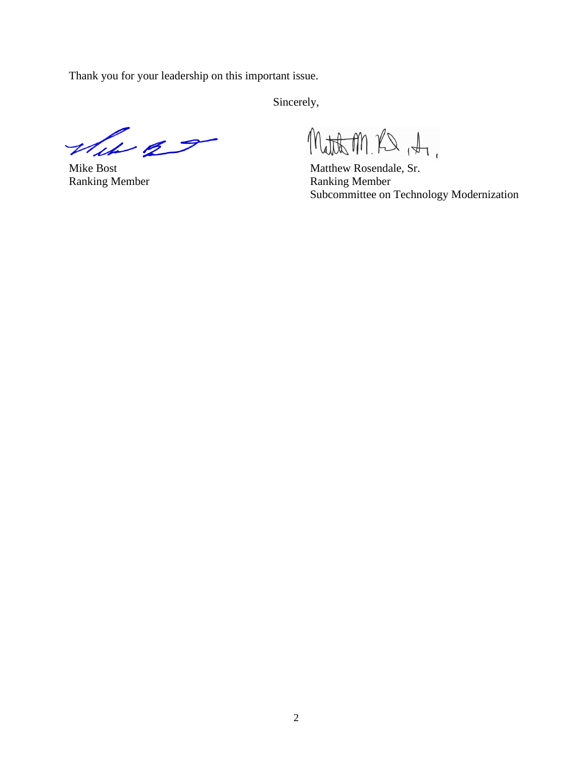Thank you for your leadership on this important issue.

Sincerely,

Mike Bost
Ranking Member

Matthew Rosendale, Sr.
Ranking Member
Subcommittee on Technology Modernization